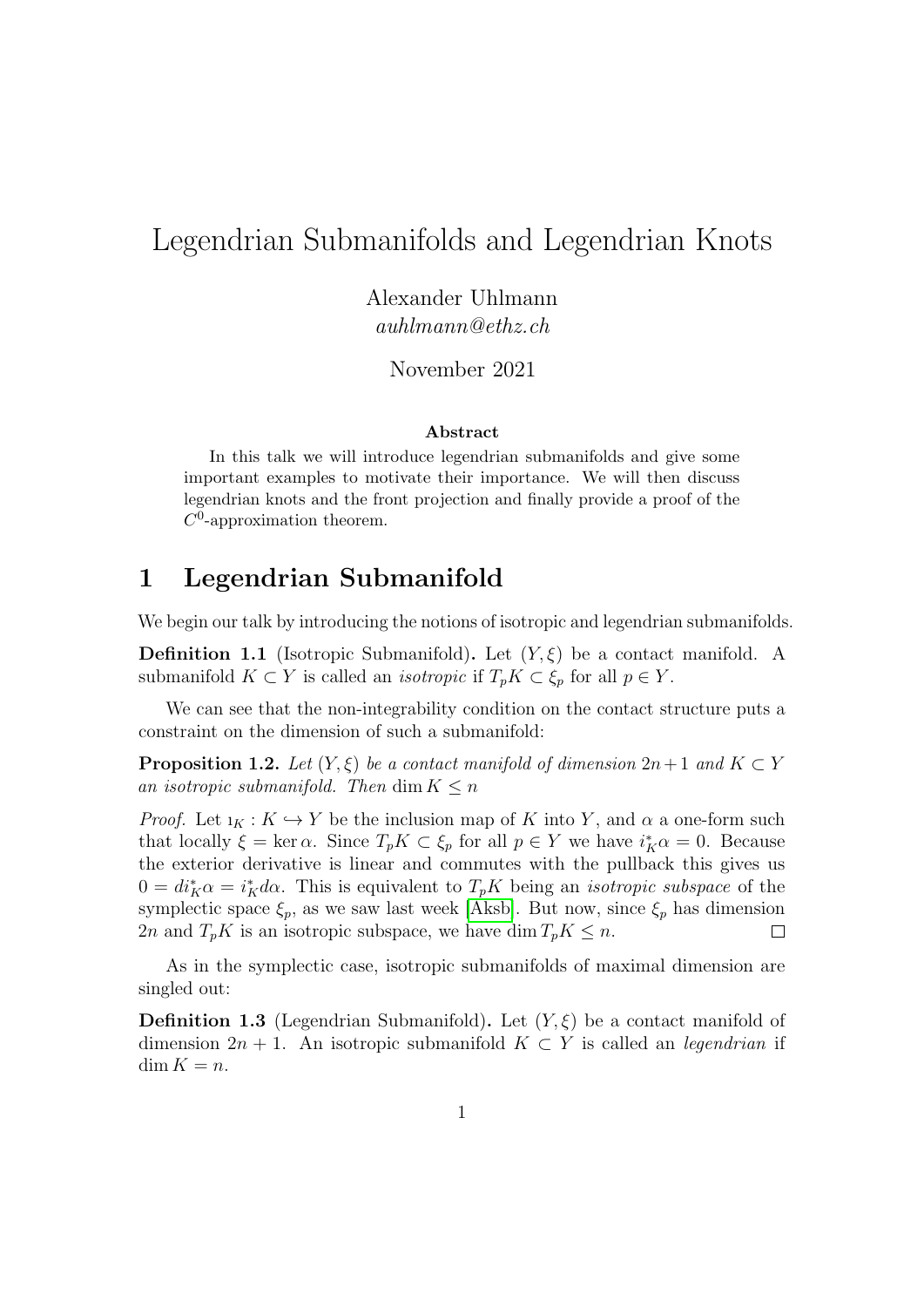# Legendrian Submanifolds and Legendrian Knots

Alexander Uhlmann
*auhlmann@ethz.ch*

November 2021

**Abstract**

In this talk we will introduce legendrian submanifolds and give some important examples to motivate their importance. We will then discuss legendrian knots and the front projection and finally provide a proof of the $C^0$-approximation theorem.

## 1 Legendrian Submanifold

We begin our talk by introducing the notions of isotropic and legendrian submanifolds.

**Definition 1.1** (Isotropic Submanifold)**.** Let $(Y, \xi)$ be a contact manifold. A submanifold $K \subset Y$ is called an *isotropic* if $T_pK \subset \xi_p$ for all $p \in Y$.

We can see that the non-integrability condition on the contact structure puts a constraint on the dimension of such a submanifold:

**Proposition 1.2.** *Let $(Y, \xi)$ be a contact manifold of dimension $2n+1$ and $K \subset Y$ an isotropic submanifold. Then $\dim K \leq n$*

*Proof.* Let $\imath_K : K \hookrightarrow Y$ be the inclusion map of $K$ into $Y$, and $\alpha$ a one-form such that locally $\xi = \ker \alpha$. Since $T_pK \subset \xi_p$ for all $p \in Y$ we have $i_K^*\alpha = 0$. Because the exterior derivative is linear and commutes with the pullback this gives us $0 = di_K^*\alpha = i_K^* d\alpha$. This is equivalent to $T_pK$ being an *isotropic subspace* of the symplectic space $\xi_p$, as we saw last week [Aksb]. But now, since $\xi_p$ has dimension $2n$ and $T_pK$ is an isotropic subspace, we have $\dim T_pK \leq n$. $\square$

As in the symplectic case, isotropic submanifolds of maximal dimension are singled out:

**Definition 1.3** (Legendrian Submanifold)**.** Let $(Y, \xi)$ be a contact manifold of dimension $2n + 1$. An isotropic submanifold $K \subset Y$ is called an *legendrian* if $\dim K = n$.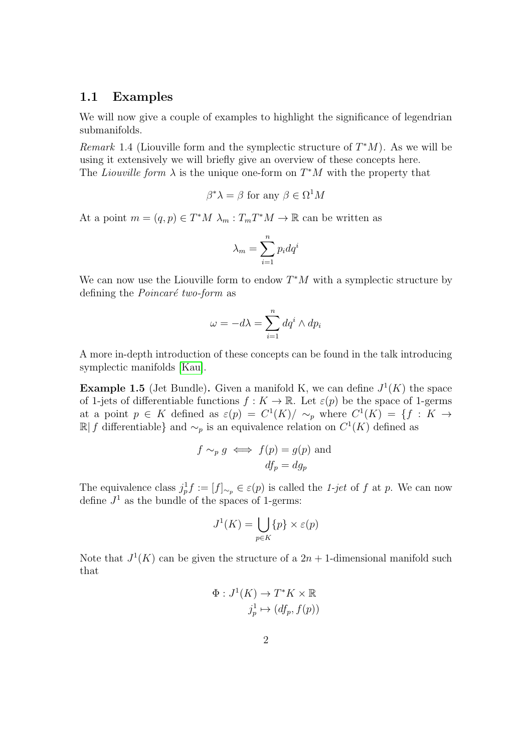## 1.1 Examples

We will now give a couple of examples to highlight the significance of legendrian submanifolds.

*Remark* 1.4 (Liouville form and the symplectic structure of $T^*M$). As we will be using it extensively we will briefly give an overview of these concepts here. The *Liouville form* $\lambda$ is the unique one-form on $T^*M$ with the property that

$$\beta^*\lambda = \beta \text{ for any } \beta \in \Omega^1 M$$

At a point $m = (q, p) \in T^*M$ $\lambda_m : T_m T^*M \to \mathbb{R}$ can be written as

$$\lambda_m = \sum_{i=1}^{n} p_i dq^i$$

We can now use the Liouville form to endow $T^*M$ with a symplectic structure by defining the *Poincaré two-form* as

$$\omega = -d\lambda = \sum_{i=1}^{n} dq^i \wedge dp_i$$

A more in-depth introduction of these concepts can be found in the talk introducing symplectic manifolds [Kau].

**Example 1.5** (Jet Bundle)**.** Given a manifold K, we can define $J^1(K)$ the space of 1-jets of differentiable functions $f : K \to \mathbb{R}$. Let $\varepsilon(p)$ be the space of 1-germs at a point $p \in K$ defined as $\varepsilon(p) = C^1(K)/\sim_p$ where $C^1(K) = \{f : K \to \mathbb{R} | \, f \text{ differentiable}\}$ and $\sim_p$ is an equivalence relation on $C^1(K)$ defined as

$$\begin{aligned} f \sim_p g \iff f(p) = g(p) \text{ and} \\ df_p = dg_p \end{aligned}$$

The equivalence class $j^1_p f := [f]_{\sim_p} \in \varepsilon(p)$ is called the *1-jet* of $f$ at $p$. We can now define $J^1$ as the bundle of the spaces of 1-germs:

$$J^1(K) = \bigcup_{p \in K} \{p\} \times \varepsilon(p)$$

Note that $J^1(K)$ can be given the structure of a $2n+1$-dimensional manifold such that

$$\begin{aligned} \Phi : J^1(K) \to T^*K \times \mathbb{R} \\ j^1_p \mapsto (df_p, f(p)) \end{aligned}$$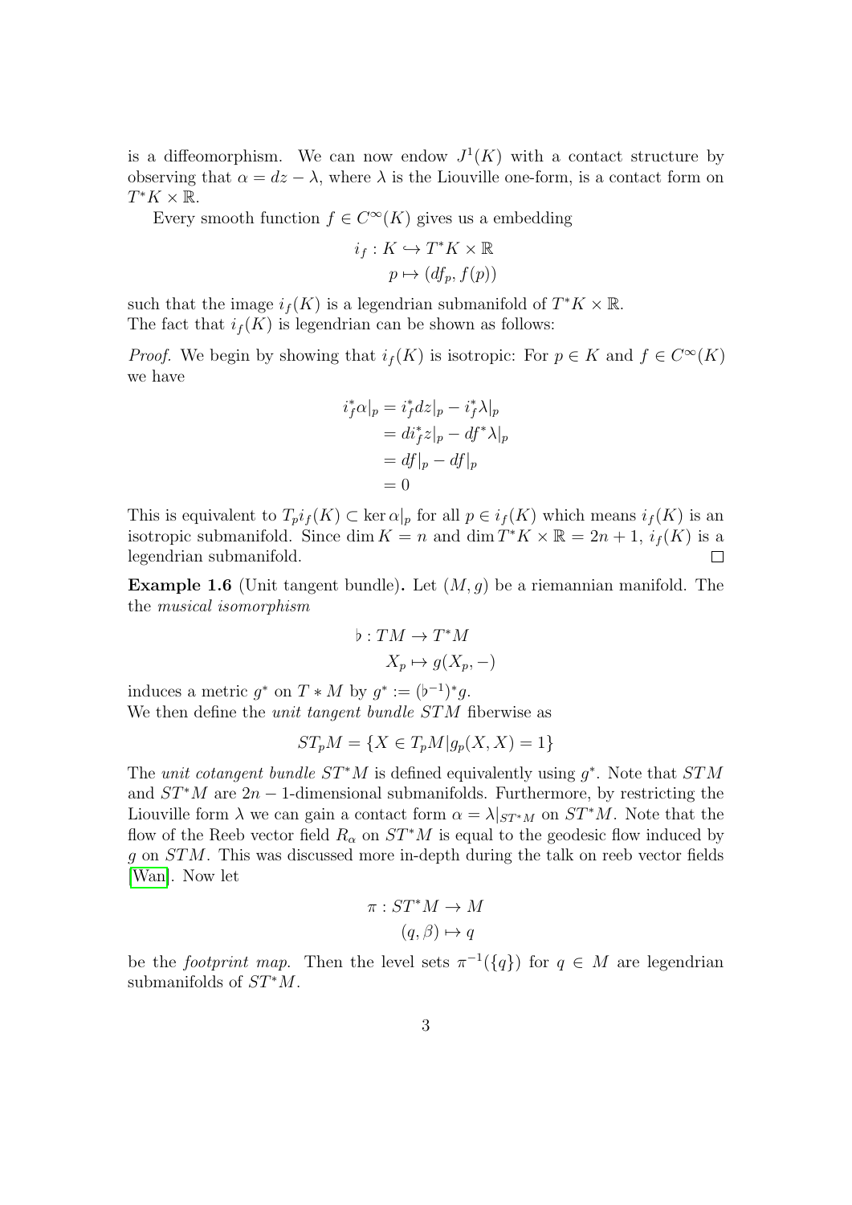is a diffeomorphism. We can now endow $J^1(K)$ with a contact structure by observing that $\alpha = dz - \lambda$, where $\lambda$ is the Liouville one-form, is a contact form on $T^*K \times \mathbb{R}$.

Every smooth function $f \in C^\infty(K)$ gives us a embedding

$$
\begin{aligned}
i_f : K &\hookrightarrow T^*K \times \mathbb{R} \\
p &\mapsto (df_p, f(p))
\end{aligned}
$$

such that the image $i_f(K)$ is a legendrian submanifold of $T^*K \times \mathbb{R}$.
The fact that $i_f(K)$ is legendrian can be shown as follows:

*Proof.* We begin by showing that $i_f(K)$ is isotropic: For $p \in K$ and $f \in C^\infty(K)$ we have

$$
\begin{aligned}
i_f^*\alpha|_p &= i_f^* dz|_p - i_f^*\lambda|_p \\
&= d i_f^* z|_p - df^*\lambda|_p \\
&= df|_p - df|_p \\
&= 0
\end{aligned}
$$

This is equivalent to $T_p i_f(K) \subset \ker \alpha|_p$ for all $p \in i_f(K)$ which means $i_f(K)$ is an isotropic submanifold. Since $\dim K = n$ and $\dim T^*K \times \mathbb{R} = 2n+1$, $i_f(K)$ is a legendrian submanifold. $\square$

**Example 1.6** (Unit tangent bundle)**.** Let $(M, g)$ be a riemannian manifold. The the *musical isomorphism*

$$
\begin{aligned}
\flat : TM &\to T^*M \\
X_p &\mapsto g(X_p, -)
\end{aligned}
$$

induces a metric $g^*$ on $T * M$ by $g^* := (\flat^{-1})^* g$.
We then define the *unit tangent bundle* $STM$ fiberwise as

$$
ST_pM = \{X \in T_pM | g_p(X, X) = 1\}
$$

The *unit cotangent bundle* $ST^*M$ is defined equivalently using $g^*$. Note that $STM$ and $ST^*M$ are $2n-1$-dimensional submanifolds. Furthermore, by restricting the Liouville form $\lambda$ we can gain a contact form $\alpha = \lambda|_{ST^*M}$ on $ST^*M$. Note that the flow of the Reeb vector field $R_\alpha$ on $ST^*M$ is equal to the geodesic flow induced by $g$ on $STM$. This was discussed more in-depth during the talk on reeb vector fields [Wan]. Now let

$$
\begin{aligned}
\pi : ST^*M &\to M \\
(q, \beta) &\mapsto q
\end{aligned}
$$

be the *footprint map*. Then the level sets $\pi^{-1}(\{q\})$ for $q \in M$ are legendrian submanifolds of $ST^*M$.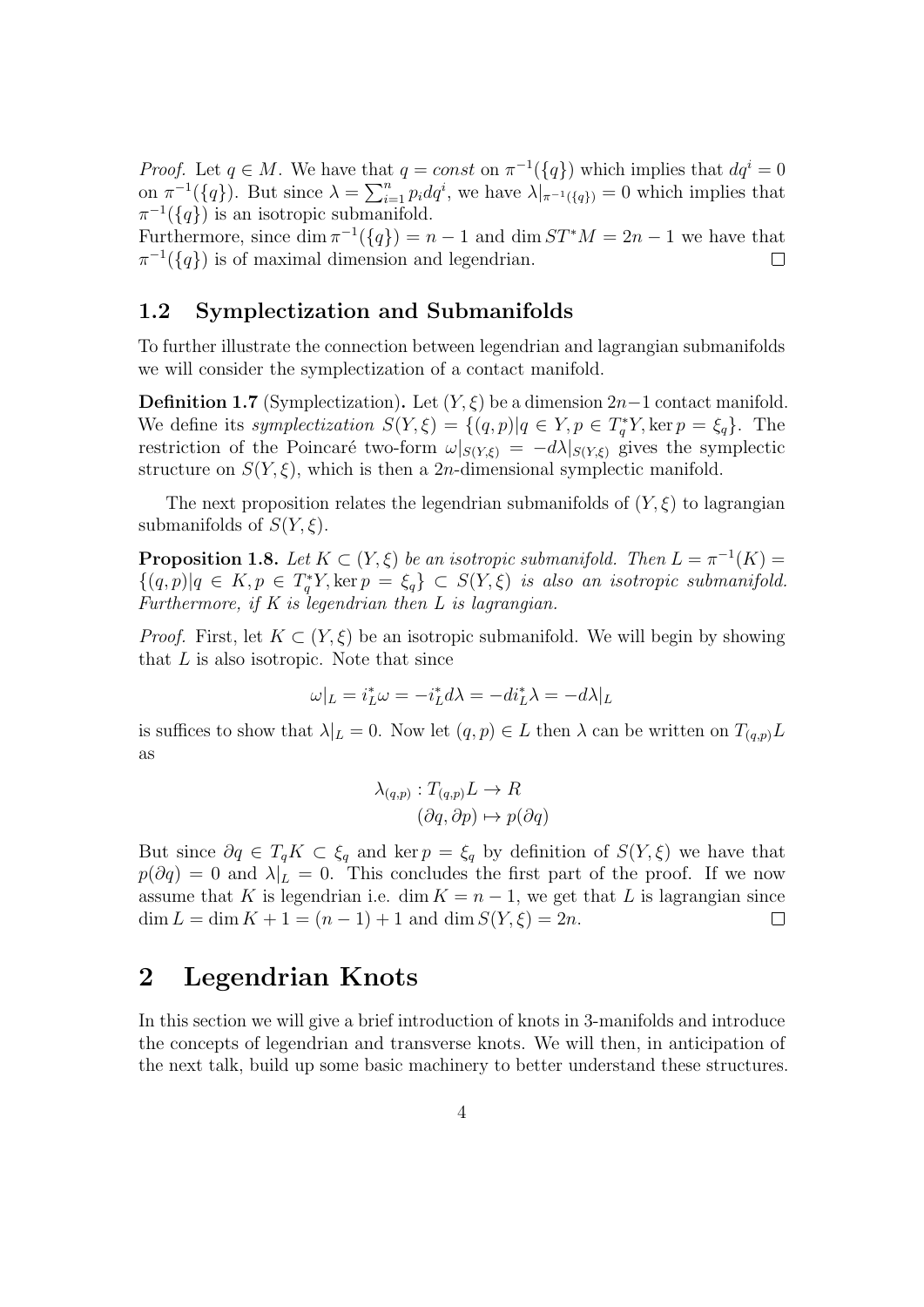*Proof.* Let $q \in M$. We have that $q = const$ on $\pi^{-1}(\{q\})$ which implies that $dq^i = 0$ on $\pi^{-1}(\{q\})$. But since $\lambda = \sum_{i=1}^n p_i dq^i$, we have $\lambda|_{\pi^{-1}(\{q\})} = 0$ which implies that $\pi^{-1}(\{q\})$ is an isotropic submanifold.
Furthermore, since $\dim \pi^{-1}(\{q\}) = n - 1$ and $\dim ST^*M = 2n - 1$ we have that $\pi^{-1}(\{q\})$ is of maximal dimension and legendrian. □

### 1.2 Symplectization and Submanifolds

To further illustrate the connection between legendrian and lagrangian submanifolds we will consider the symplectization of a contact manifold.

**Definition 1.7** (Symplectization)**.** Let $(Y, \xi)$ be a dimension $2n-1$ contact manifold. We define its *symplectization* $S(Y, \xi) = \{(q, p) | q \in Y, p \in T_q^*Y, \ker p = \xi_q\}$. The restriction of the Poincaré two-form $\omega|_{S(Y,\xi)} = -d\lambda|_{S(Y,\xi)}$ gives the symplectic structure on $S(Y, \xi)$, which is then a $2n$-dimensional symplectic manifold.

The next proposition relates the legendrian submanifolds of $(Y, \xi)$ to lagrangian submanifolds of $S(Y, \xi)$.

**Proposition 1.8.** *Let $K \subset (Y, \xi)$ be an isotropic submanifold. Then $L = \pi^{-1}(K) = \{(q, p) | q \in K, p \in T_q^*Y, \ker p = \xi_q\} \subset S(Y, \xi)$ is also an isotropic submanifold. Furthermore, if $K$ is legendrian then $L$ is lagrangian.*

*Proof.* First, let $K \subset (Y, \xi)$ be an isotropic submanifold. We will begin by showing that $L$ is also isotropic. Note that since

$$\omega|_L = i_L^* \omega = -i_L^* d\lambda = -d i_L^* \lambda = -d\lambda|_L$$

is suffices to show that $\lambda|_L = 0$. Now let $(q, p) \in L$ then $\lambda$ can be written on $T_{(q,p)}L$ as

$$\lambda_{(q,p)} : T_{(q,p)}L \to R$$
$$(\partial q, \partial p) \mapsto p(\partial q)$$

But since $\partial q \in T_q K \subset \xi_q$ and $\ker p = \xi_q$ by definition of $S(Y, \xi)$ we have that $p(\partial q) = 0$ and $\lambda|_L = 0$. This concludes the first part of the proof. If we now assume that $K$ is legendrian i.e. $\dim K = n - 1$, we get that $L$ is lagrangian since $\dim L = \dim K + 1 = (n - 1) + 1$ and $\dim S(Y, \xi) = 2n$. □

## 2 Legendrian Knots

In this section we will give a brief introduction of knots in 3-manifolds and introduce the concepts of legendrian and transverse knots. We will then, in anticipation of the next talk, build up some basic machinery to better understand these structures.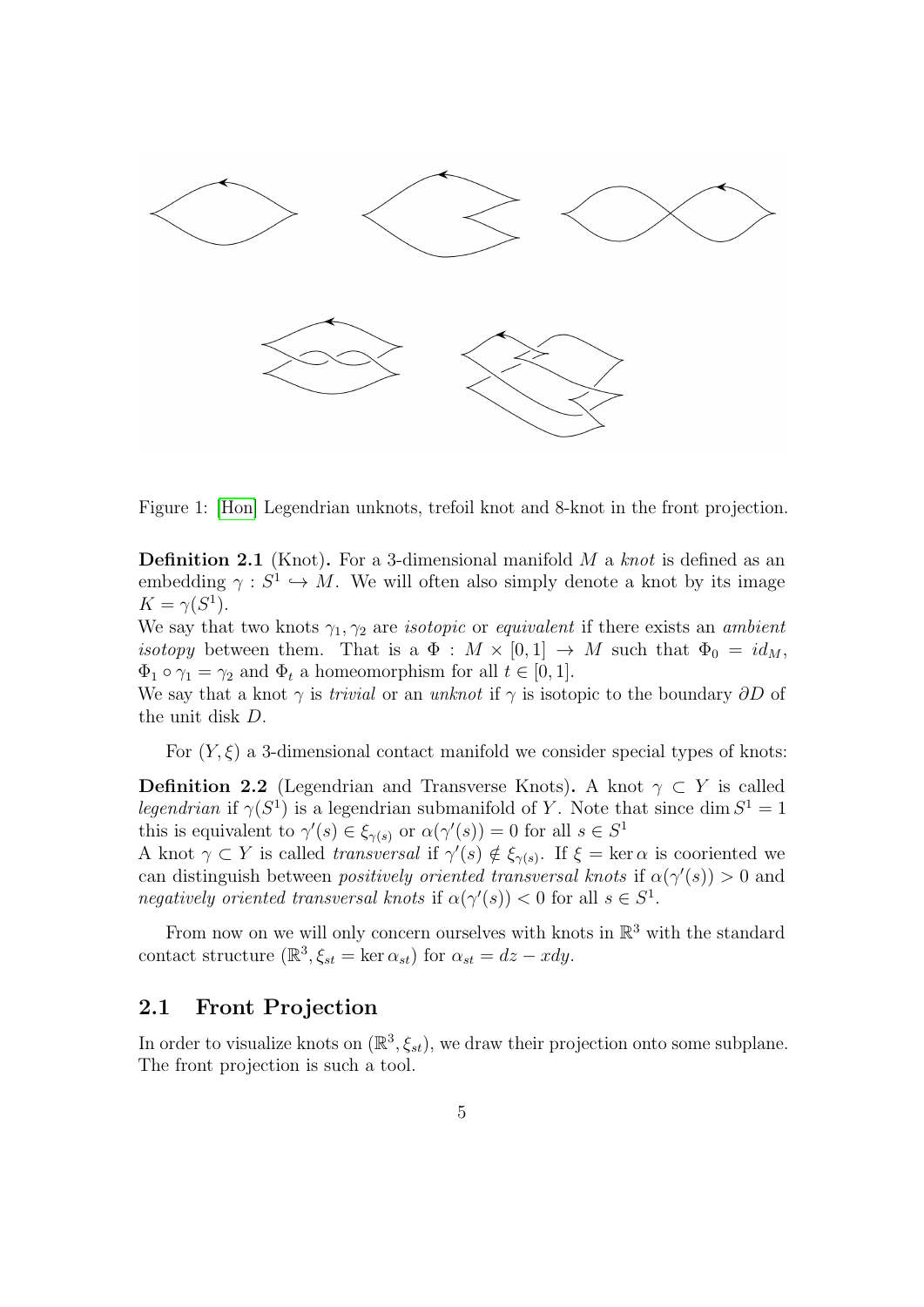Figure 1: [Hon] Legendrian unknots, trefoil knot and 8-knot in the front projection.

**Definition 2.1** (Knot)**.** For a 3-dimensional manifold $M$ a *knot* is defined as an embedding $\gamma : S^1 \hookrightarrow M$. We will often also simply denote a knot by its image $K = \gamma(S^1)$.
We say that two knots $\gamma_1, \gamma_2$ are *isotopic* or *equivalent* if there exists an *ambient isotopy* between them. That is a $\Phi : M \times [0,1] \to M$ such that $\Phi_0 = id_M$, $\Phi_1 \circ \gamma_1 = \gamma_2$ and $\Phi_t$ a homeomorphism for all $t \in [0,1]$.
We say that a knot $\gamma$ is *trivial* or an *unknot* if $\gamma$ is isotopic to the boundary $\partial D$ of the unit disk $D$.

For $(Y, \xi)$ a 3-dimensional contact manifold we consider special types of knots:

**Definition 2.2** (Legendrian and Transverse Knots)**.** A knot $\gamma \subset Y$ is called *legendrian* if $\gamma(S^1)$ is a legendrian submanifold of $Y$. Note that since $\dim S^1 = 1$ this is equivalent to $\gamma'(s) \in \xi_{\gamma(s)}$ or $\alpha(\gamma'(s)) = 0$ for all $s \in S^1$
A knot $\gamma \subset Y$ is called *transversal* if $\gamma'(s) \notin \xi_{\gamma(s)}$. If $\xi = \ker \alpha$ is cooriented we can distinguish between *positively oriented transversal knots* if $\alpha(\gamma'(s)) > 0$ and *negatively oriented transversal knots* if $\alpha(\gamma'(s)) < 0$ for all $s \in S^1$.

From now on we will only concern ourselves with knots in $\mathbb{R}^3$ with the standard contact structure $(\mathbb{R}^3, \xi_{st} = \ker \alpha_{st})$ for $\alpha_{st} = dz - xdy$.

## 2.1 Front Projection

In order to visualize knots on $(\mathbb{R}^3, \xi_{st})$, we draw their projection onto some subplane. The front projection is such a tool.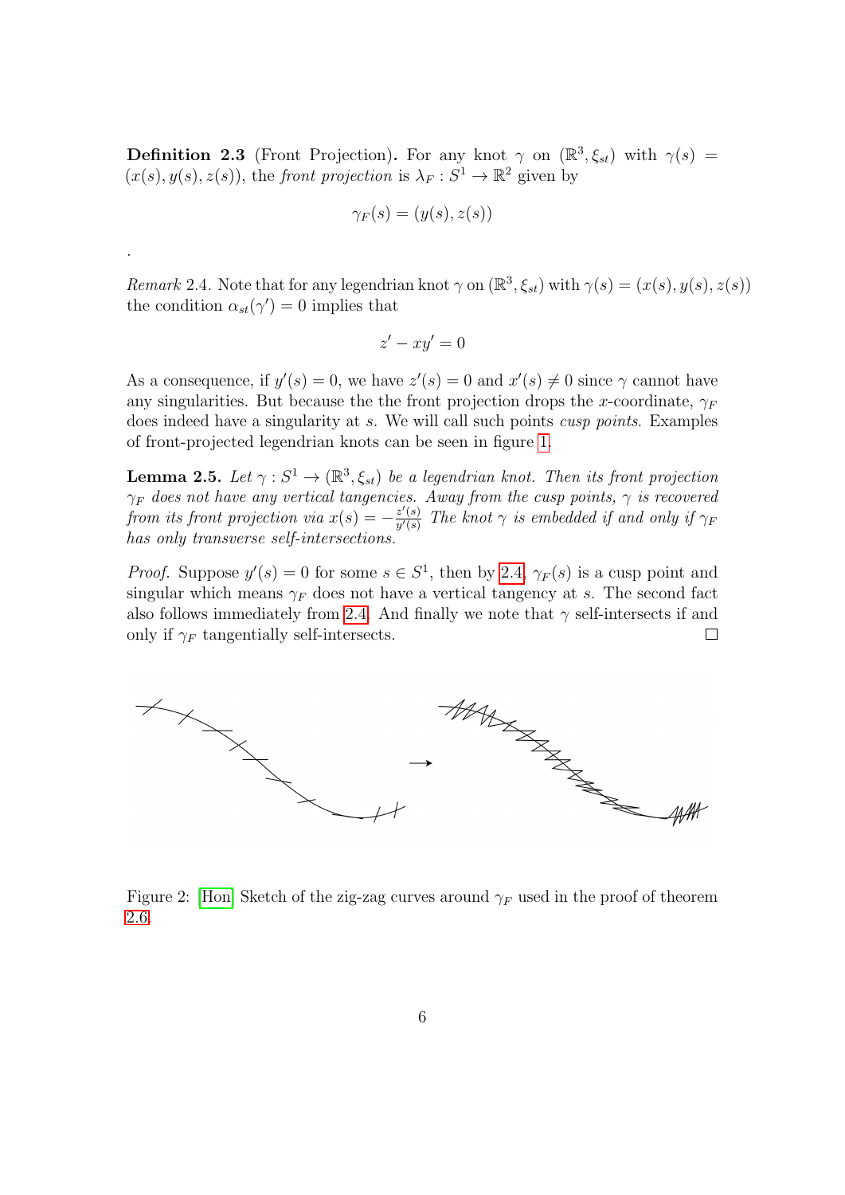**Definition 2.3** (Front Projection)**.** For any knot $\gamma$ on $(\mathbb{R}^3, \xi_{st})$ with $\gamma(s) = (x(s), y(s), z(s))$, the *front projection* is $\lambda_F : S^1 \to \mathbb{R}^2$ given by

$$\gamma_F(s) = (y(s), z(s))$$

.

*Remark* 2.4. Note that for any legendrian knot $\gamma$ on $(\mathbb{R}^3, \xi_{st})$ with $\gamma(s) = (x(s), y(s), z(s))$ the condition $\alpha_{st}(\gamma') = 0$ implies that

$$z' - xy' = 0$$

As a consequence, if $y'(s) = 0$, we have $z'(s) = 0$ and $x'(s) \neq 0$ since $\gamma$ cannot have any singularities. But because the the front projection drops the $x$-coordinate, $\gamma_F$ does indeed have a singularity at $s$. We will call such points *cusp points*. Examples of front-projected legendrian knots can be seen in figure 1.

**Lemma 2.5.** *Let $\gamma : S^1 \to (\mathbb{R}^3, \xi_{st})$ be a legendrian knot. Then its front projection $\gamma_F$ does not have any vertical tangencies. Away from the cusp points, $\gamma$ is recovered from its front projection via $x(s) = -\frac{z'(s)}{y'(s)}$ The knot $\gamma$ is embedded if and only if $\gamma_F$ has only transverse self-intersections.*

*Proof.* Suppose $y'(s) = 0$ for some $s \in S^1$, then by 2.4, $\gamma_F(s)$ is a cusp point and singular which means $\gamma_F$ does not have a vertical tangency at $s$. The second fact also follows immediately from 2.4. And finally we note that $\gamma$ self-intersects if and only if $\gamma_F$ tangentially self-intersects. □

Figure 2: [Hon] Sketch of the zig-zag curves around $\gamma_F$ used in the proof of theorem 2.6.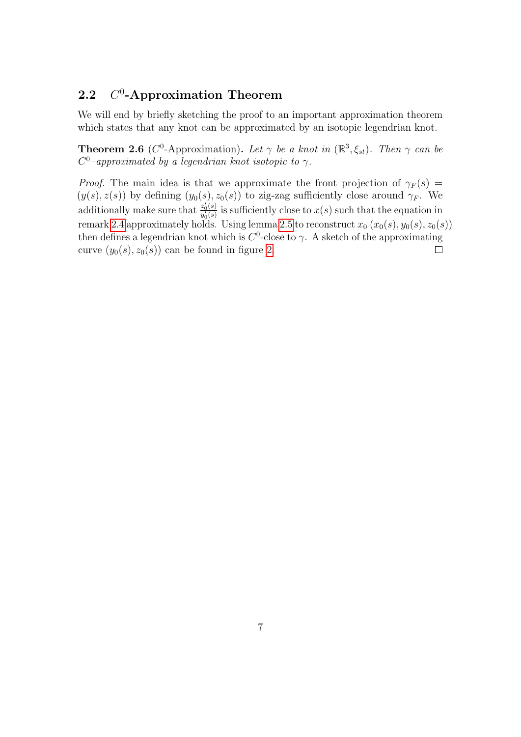## 2.2 $C^0$-Approximation Theorem

We will end by briefly sketching the proof to an important approximation theorem which states that any knot can be approximated by an isotopic legendrian knot.

**Theorem 2.6** ($C^0$-Approximation)**.** *Let $\gamma$ be a knot in $(\mathbb{R}^3, \xi_{st})$. Then $\gamma$ can be $C^0$–approximated by a legendrian knot isotopic to $\gamma$.*

*Proof.* The main idea is that we approximate the front projection of $\gamma_F(s) = (y(s), z(s))$ by defining $(y_0(s), z_0(s))$ to zig-zag sufficiently close around $\gamma_F$. We additionally make sure that $\frac{z_0'(s)}{y_0'(s)}$ is sufficiently close to $x(s)$ such that the equation in remark 2.4 approximately holds. Using lemma 2.5 to reconstruct $x_0$ $(x_0(s), y_0(s), z_0(s))$ then defines a legendrian knot which is $C^0$-close to $\gamma$. A sketch of the approximating curve $(y_0(s), z_0(s))$ can be found in figure 2. □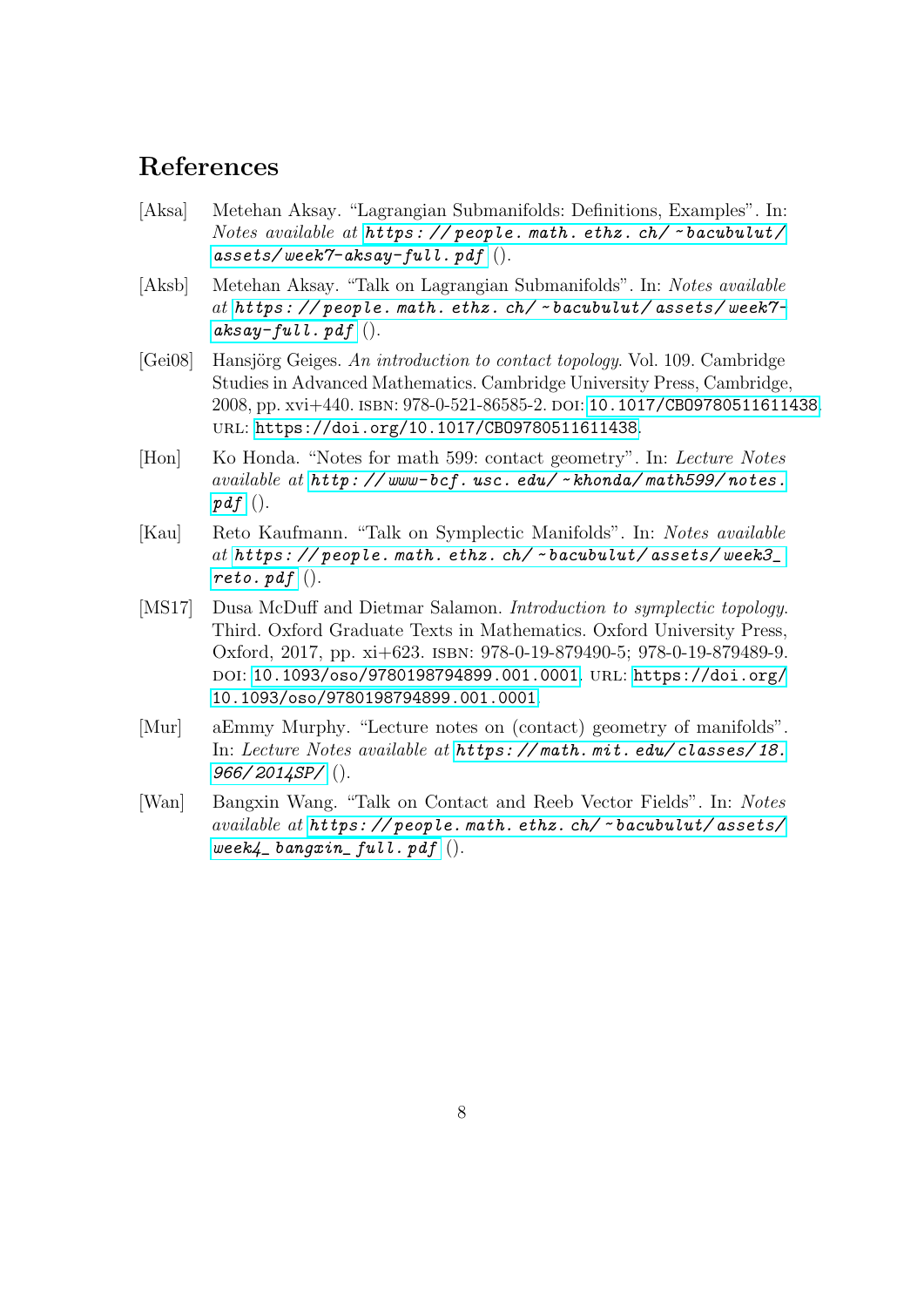# References

[Aksa] Metehan Aksay. "Lagrangian Submanifolds: Definitions, Examples". In: *Notes available at* *https://people.math.ethz.ch/~bacubulut/assets/week7-aksay-full.pdf* ().

[Aksb] Metehan Aksay. "Talk on Lagrangian Submanifolds". In: *Notes available at* *https://people.math.ethz.ch/~bacubulut/assets/week7-aksay-full.pdf* ().

[Gei08] Hansjörg Geiges. *An introduction to contact topology*. Vol. 109. Cambridge Studies in Advanced Mathematics. Cambridge University Press, Cambridge, 2008, pp. xvi+440. ISBN: 978-0-521-86585-2. DOI: 10.1017/CBO9780511611438. URL: https://doi.org/10.1017/CBO9780511611438.

[Hon] Ko Honda. "Notes for math 599: contact geometry". In: *Lecture Notes available at* *http://www-bcf.usc.edu/~khonda/math599/notes.pdf* ().

[Kau] Reto Kaufmann. "Talk on Symplectic Manifolds". In: *Notes available at* *https://people.math.ethz.ch/~bacubulut/assets/week3_reto.pdf* ().

[MS17] Dusa McDuff and Dietmar Salamon. *Introduction to symplectic topology*. Third. Oxford Graduate Texts in Mathematics. Oxford University Press, Oxford, 2017, pp. xi+623. ISBN: 978-0-19-879490-5; 978-0-19-879489-9. DOI: 10.1093/oso/9780198794899.001.0001. URL: https://doi.org/10.1093/oso/9780198794899.001.0001.

[Mur] aEmmy Murphy. "Lecture notes on (contact) geometry of manifolds". In: *Lecture Notes available at* *https://math.mit.edu/classes/18.966/2014SP/* ().

[Wan] Bangxin Wang. "Talk on Contact and Reeb Vector Fields". In: *Notes available at* *https://people.math.ethz.ch/~bacubulut/assets/week4_bangxin_full.pdf* ().